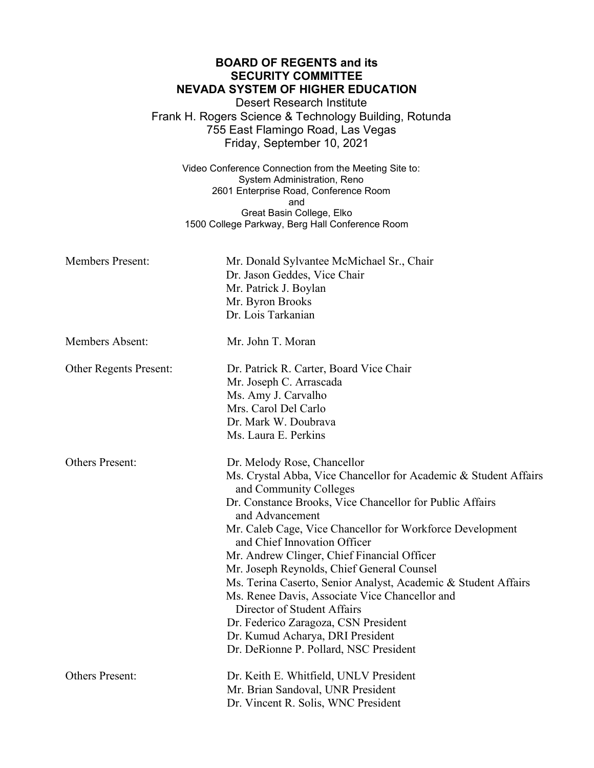**BOARD OF REGENTS and its**
**SECURITY COMMITTEE**
**NEVADA SYSTEM OF HIGHER EDUCATION**

Desert Research Institute
Frank H. Rogers Science & Technology Building, Rotunda
755 East Flamingo Road, Las Vegas
Friday, September 10, 2021

Video Conference Connection from the Meeting Site to:
System Administration, Reno
2601 Enterprise Road, Conference Room
and
Great Basin College, Elko
1500 College Parkway, Berg Hall Conference Room

| | |
|---|---|
| Members Present: | Mr. Donald Sylvantee McMichael Sr., Chair<br>Dr. Jason Geddes, Vice Chair<br>Mr. Patrick J. Boylan<br>Mr. Byron Brooks<br>Dr. Lois Tarkanian |
| Members Absent: | Mr. John T. Moran |
| Other Regents Present: | Dr. Patrick R. Carter, Board Vice Chair<br>Mr. Joseph C. Arrascada<br>Ms. Amy J. Carvalho<br>Mrs. Carol Del Carlo<br>Dr. Mark W. Doubrava<br>Ms. Laura E. Perkins |
| Others Present: | Dr. Melody Rose, Chancellor<br>Ms. Crystal Abba, Vice Chancellor for Academic & Student Affairs and Community Colleges<br>Dr. Constance Brooks, Vice Chancellor for Public Affairs and Advancement<br>Mr. Caleb Cage, Vice Chancellor for Workforce Development and Chief Innovation Officer<br>Mr. Andrew Clinger, Chief Financial Officer<br>Mr. Joseph Reynolds, Chief General Counsel<br>Ms. Terina Caserto, Senior Analyst, Academic & Student Affairs<br>Ms. Renee Davis, Associate Vice Chancellor and Director of Student Affairs<br>Dr. Federico Zaragoza, CSN President<br>Dr. Kumud Acharya, DRI President<br>Dr. DeRionne P. Pollard, NSC President |
| Others Present: | Dr. Keith E. Whitfield, UNLV President<br>Mr. Brian Sandoval, UNR President<br>Dr. Vincent R. Solis, WNC President |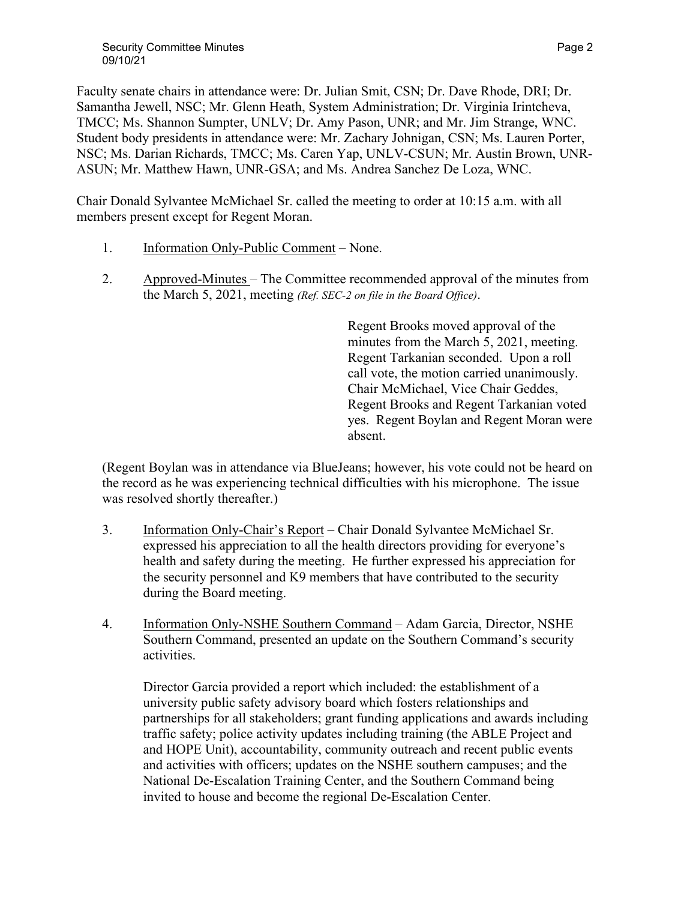Faculty senate chairs in attendance were: Dr. Julian Smit, CSN; Dr. Dave Rhode, DRI; Dr. Samantha Jewell, NSC; Mr. Glenn Heath, System Administration; Dr. Virginia Irintcheva, TMCC; Ms. Shannon Sumpter, UNLV; Dr. Amy Pason, UNR; and Mr. Jim Strange, WNC. Student body presidents in attendance were: Mr. Zachary Johnigan, CSN; Ms. Lauren Porter, NSC; Ms. Darian Richards, TMCC; Ms. Caren Yap, UNLV-CSUN; Mr. Austin Brown, UNR-ASUN; Mr. Matthew Hawn, UNR-GSA; and Ms. Andrea Sanchez De Loza, WNC.

Chair Donald Sylvantee McMichael Sr. called the meeting to order at 10:15 a.m. with all members present except for Regent Moran.

1. Information Only-Public Comment – None.

2. Approved-Minutes – The Committee recommended approval of the minutes from the March 5, 2021, meeting *(Ref. SEC-2 on file in the Board Office)*.

   > Regent Brooks moved approval of the minutes from the March 5, 2021, meeting. Regent Tarkanian seconded. Upon a roll call vote, the motion carried unanimously. Chair McMichael, Vice Chair Geddes, Regent Brooks and Regent Tarkanian voted yes. Regent Boylan and Regent Moran were absent.

(Regent Boylan was in attendance via BlueJeans; however, his vote could not be heard on the record as he was experiencing technical difficulties with his microphone. The issue was resolved shortly thereafter.)

3. Information Only-Chair's Report – Chair Donald Sylvantee McMichael Sr. expressed his appreciation to all the health directors providing for everyone's health and safety during the meeting. He further expressed his appreciation for the security personnel and K9 members that have contributed to the security during the Board meeting.

4. Information Only-NSHE Southern Command – Adam Garcia, Director, NSHE Southern Command, presented an update on the Southern Command's security activities.

   Director Garcia provided a report which included: the establishment of a university public safety advisory board which fosters relationships and partnerships for all stakeholders; grant funding applications and awards including traffic safety; police activity updates including training (the ABLE Project and and HOPE Unit), accountability, community outreach and recent public events and activities with officers; updates on the NSHE southern campuses; and the National De-Escalation Training Center, and the Southern Command being invited to house and become the regional De-Escalation Center.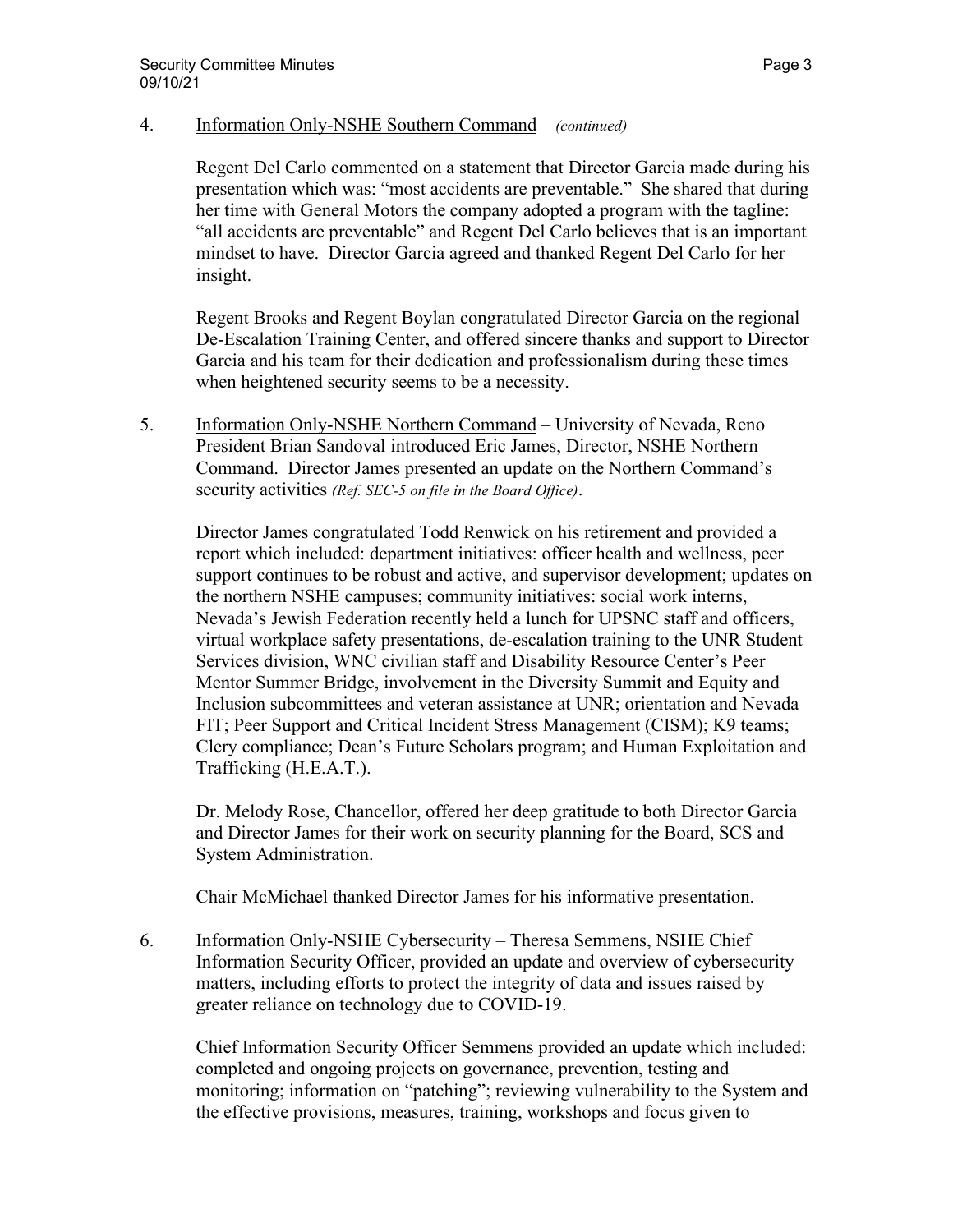4. Information Only-NSHE Southern Command – *(continued)*

   Regent Del Carlo commented on a statement that Director Garcia made during his presentation which was: "most accidents are preventable." She shared that during her time with General Motors the company adopted a program with the tagline: "all accidents are preventable" and Regent Del Carlo believes that is an important mindset to have. Director Garcia agreed and thanked Regent Del Carlo for her insight.

   Regent Brooks and Regent Boylan congratulated Director Garcia on the regional De-Escalation Training Center, and offered sincere thanks and support to Director Garcia and his team for their dedication and professionalism during these times when heightened security seems to be a necessity.

5. Information Only-NSHE Northern Command – University of Nevada, Reno President Brian Sandoval introduced Eric James, Director, NSHE Northern Command. Director James presented an update on the Northern Command's security activities *(Ref. SEC-5 on file in the Board Office)*.

   Director James congratulated Todd Renwick on his retirement and provided a report which included: department initiatives: officer health and wellness, peer support continues to be robust and active, and supervisor development; updates on the northern NSHE campuses; community initiatives: social work interns, Nevada's Jewish Federation recently held a lunch for UPSNC staff and officers, virtual workplace safety presentations, de-escalation training to the UNR Student Services division, WNC civilian staff and Disability Resource Center's Peer Mentor Summer Bridge, involvement in the Diversity Summit and Equity and Inclusion subcommittees and veteran assistance at UNR; orientation and Nevada FIT; Peer Support and Critical Incident Stress Management (CISM); K9 teams; Clery compliance; Dean's Future Scholars program; and Human Exploitation and Trafficking (H.E.A.T.).

   Dr. Melody Rose, Chancellor, offered her deep gratitude to both Director Garcia and Director James for their work on security planning for the Board, SCS and System Administration.

   Chair McMichael thanked Director James for his informative presentation.

6. Information Only-NSHE Cybersecurity – Theresa Semmens, NSHE Chief Information Security Officer, provided an update and overview of cybersecurity matters, including efforts to protect the integrity of data and issues raised by greater reliance on technology due to COVID-19.

   Chief Information Security Officer Semmens provided an update which included: completed and ongoing projects on governance, prevention, testing and monitoring; information on "patching"; reviewing vulnerability to the System and the effective provisions, measures, training, workshops and focus given to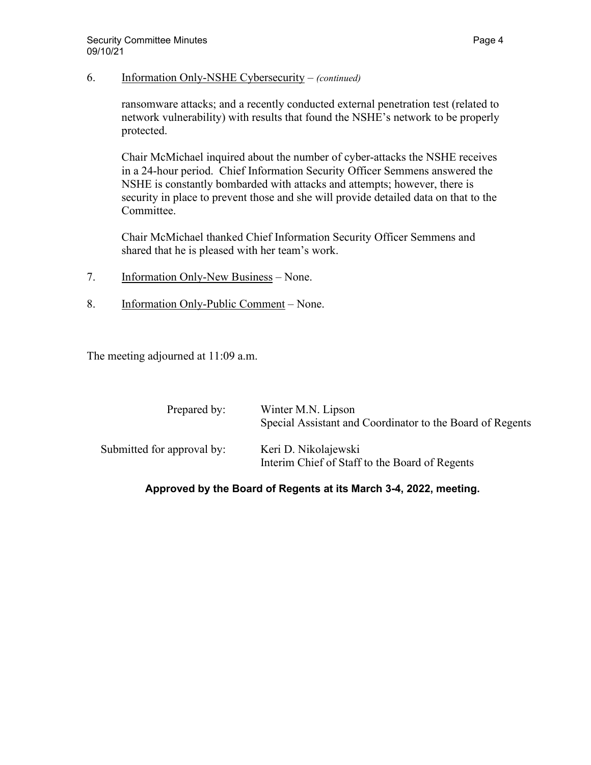6. <u>Information Only-NSHE Cybersecurity</u> – *(continued)*

ransomware attacks; and a recently conducted external penetration test (related to network vulnerability) with results that found the NSHE's network to be properly protected.

Chair McMichael inquired about the number of cyber-attacks the NSHE receives in a 24-hour period. Chief Information Security Officer Semmens answered the NSHE is constantly bombarded with attacks and attempts; however, there is security in place to prevent those and she will provide detailed data on that to the Committee.

Chair McMichael thanked Chief Information Security Officer Semmens and shared that he is pleased with her team's work.

7. <u>Information Only-New Business</u> – None.

8. <u>Information Only-Public Comment</u> – None.

The meeting adjourned at 11:09 a.m.

Prepared by: Winter M.N. Lipson
Special Assistant and Coordinator to the Board of Regents

Submitted for approval by: Keri D. Nikolajewski
Interim Chief of Staff to the Board of Regents

**Approved by the Board of Regents at its March 3-4, 2022, meeting.**